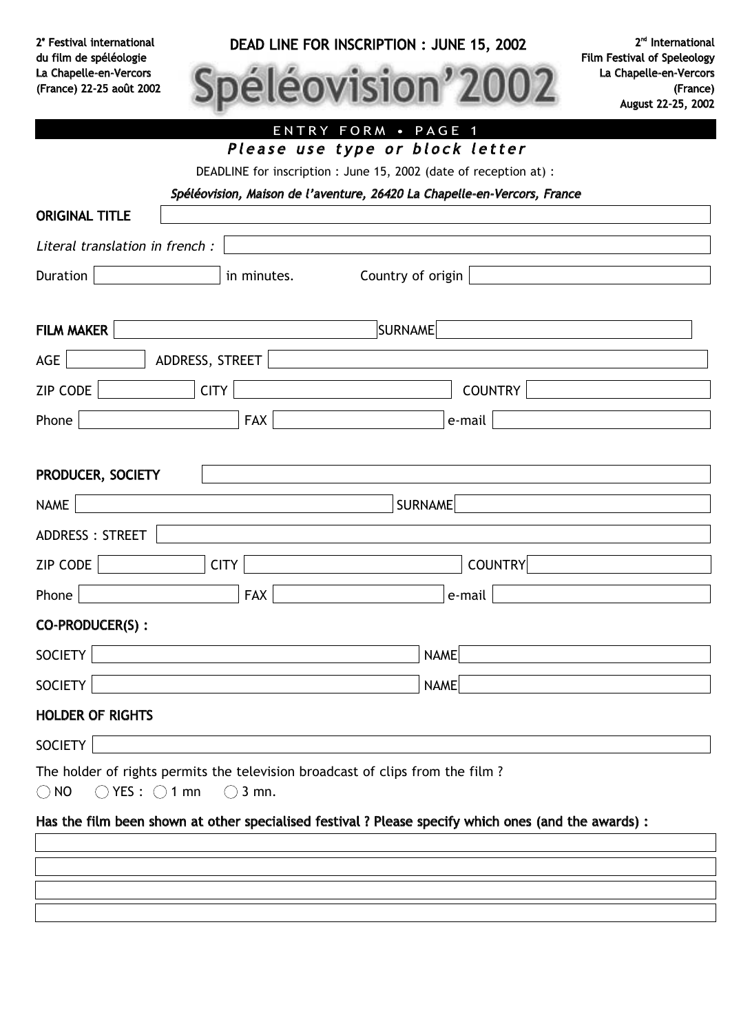2[e] Festival international
du film de spéléologie
La Chapelle-en-Vercors
(France) 22-25 août 2002

DEAD LINE FOR INSCRIPTION : JUNE 15, 2002

# Spéléovision'2002

2[nd] International
Film Festival of Speleology
La Chapelle-en-Vercors
(France)
August 22-25, 2002

## ENTRY FORM • PAGE 1

*Please use type or block letter*

DEADLINE for inscription : June 15, 2002 (date of reception at) :

*Spéléovision, Maison de l'aventure, 26420 La Chapelle-en-Vercors, France*

**ORIGINAL TITLE** ______________________

*Literal translation in french :* ______________________

Duration ________ in minutes. Country of origin ________

**FILM MAKER** ________ SURNAME ________

AGE ________ ADDRESS, STREET ________

ZIP CODE ________ CITY ________ COUNTRY ________

Phone ________ FAX ________ e-mail ________

**PRODUCER, SOCIETY** ________

NAME ________ SURNAME ________

ADDRESS : STREET ________

ZIP CODE ________ CITY ________ COUNTRY ________

Phone ________ FAX ________ e-mail ________

**CO-PRODUCER(S) :**

SOCIETY ________ NAME ________

SOCIETY ________ NAME ________

**HOLDER OF RIGHTS**

SOCIETY ________

The holder of rights permits the television broadcast of clips from the film ?

◯ NO ◯ YES : ◯ 1 mn ◯ 3 mn.

**Has the film been shown at other specialised festival ? Please specify which ones (and the awards) :**

________

________

________

________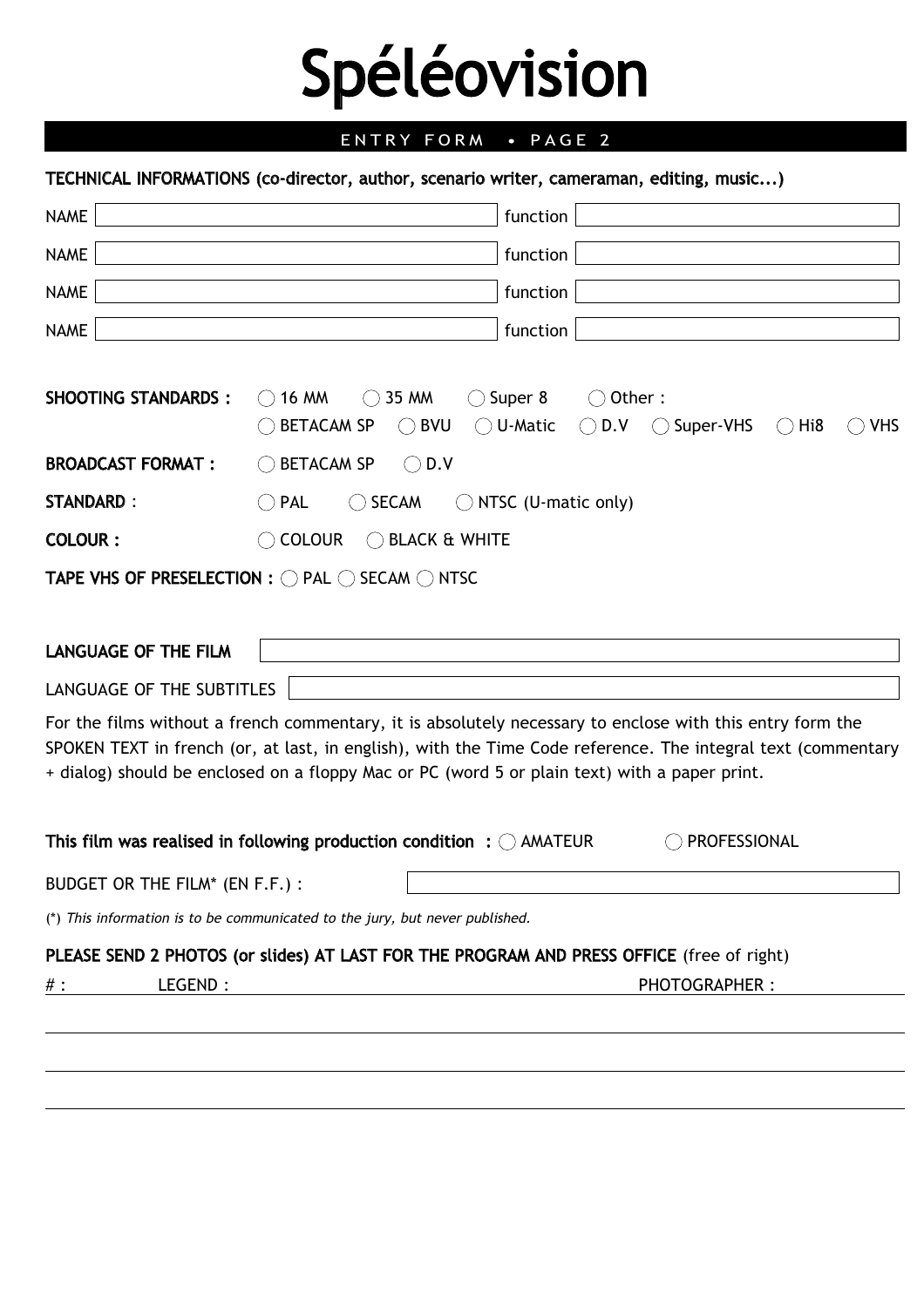# Spéléovision

ENTRY FORM • PAGE 2

**TECHNICAL INFORMATIONS (co-director, author, scenario writer, cameraman, editing, music...)**

NAME ______________________ function ______________________

NAME ______________________ function ______________________

NAME ______________________ function ______________________

NAME ______________________ function ______________________

**SHOOTING STANDARDS :** ◯ 16 MM ◯ 35 MM ◯ Super 8 ◯ Other :
◯ BETACAM SP ◯ BVU ◯ U-Matic ◯ D.V ◯ Super-VHS ◯ Hi8 ◯ VHS

**BROADCAST FORMAT :** ◯ BETACAM SP ◯ D.V

**STANDARD** : ◯ PAL ◯ SECAM ◯ NTSC (U-matic only)

**COLOUR :** ◯ COLOUR ◯ BLACK & WHITE

**TAPE VHS OF PRESELECTION :** ◯ PAL ◯ SECAM ◯ NTSC

**LANGUAGE OF THE FILM** ______________________

LANGUAGE OF THE SUBTITLES ______________________

For the films without a french commentary, it is absolutely necessary to enclose with this entry form the SPOKEN TEXT in french (or, at last, in english), with the Time Code reference. The integral text (commentary + dialog) should be enclosed on a floppy Mac or PC (word 5 or plain text) with a paper print.

**This film was realised in following production condition :** ◯ AMATEUR ◯ PROFESSIONAL

BUDGET OR THE FILM* (EN F.F.) : ______________________

(*) *This information is to be communicated to the jury, but never published.*

**PLEASE SEND 2 PHOTOS (or slides) AT LAST FOR THE PROGRAM AND PRESS OFFICE** (free of right)

| # : | LEGEND : | PHOTOGRAPHER : |
|---|---|---|
| | | |
| | | |
| | | |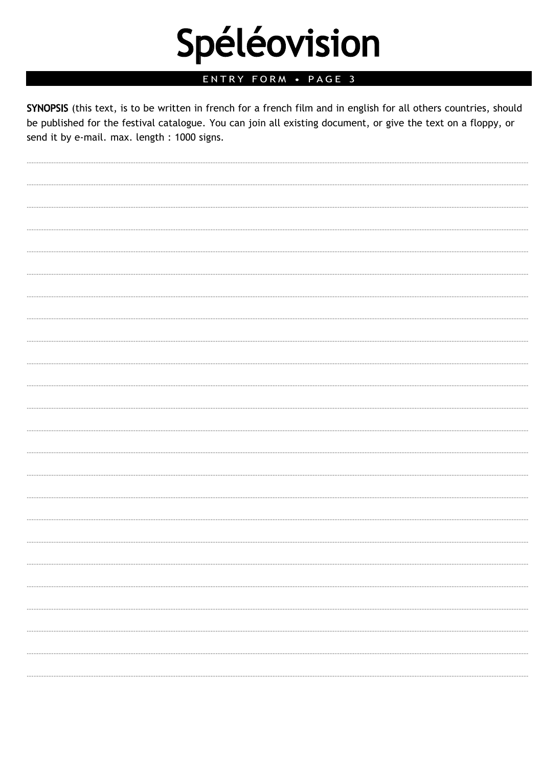# Spéléovision

ENTRY FORM • PAGE 3

**SYNOPSIS** (this text, is to be written in french for a french film and in english for all others countries, should be published for the festival catalogue. You can join all existing document, or give the text on a floppy, or send it by e-mail. max. length : 1000 signs.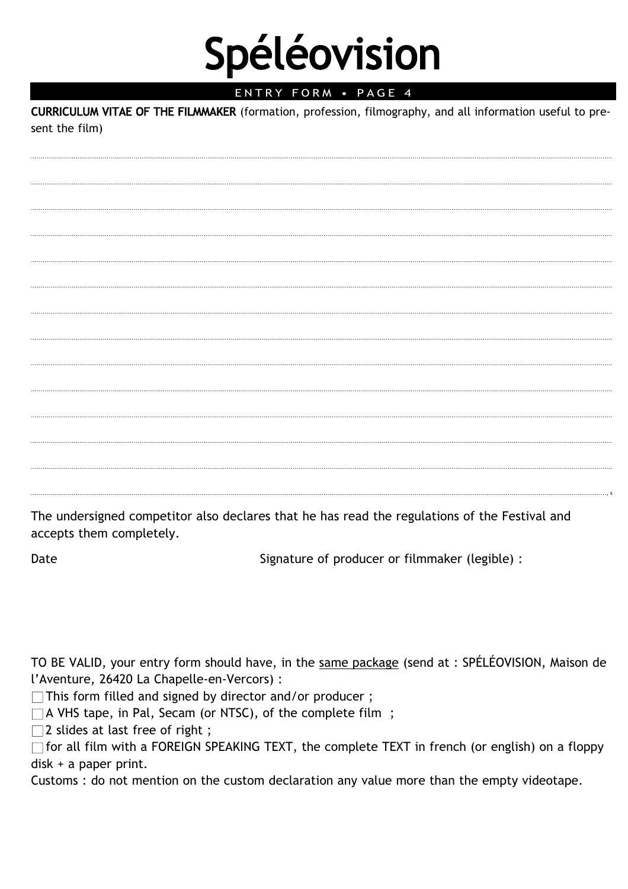# Spéléovision

ENTRY FORM • PAGE 4

**CURRICULUM VITAE OF THE FILMMAKER** (formation, profession, filmography, and all information useful to present the film)

The undersigned competitor also declares that he has read the regulations of the Festival and accepts them completely.

Date Signature of producer or filmmaker (legible) :

TO BE VALID, your entry form should have, in the same package (send at : SPÉLÉOVISION, Maison de l'Aventure, 26420 La Chapelle-en-Vercors) :

- ☐ This form filled and signed by director and/or producer ;
- ☐ A VHS tape, in Pal, Secam (or NTSC), of the complete film ;
- ☐ 2 slides at last free of right ;
- ☐ for all film with a FOREIGN SPEAKING TEXT, the complete TEXT in french (or english) on a floppy disk + a paper print.

Customs : do not mention on the custom declaration any value more than the empty videotape.